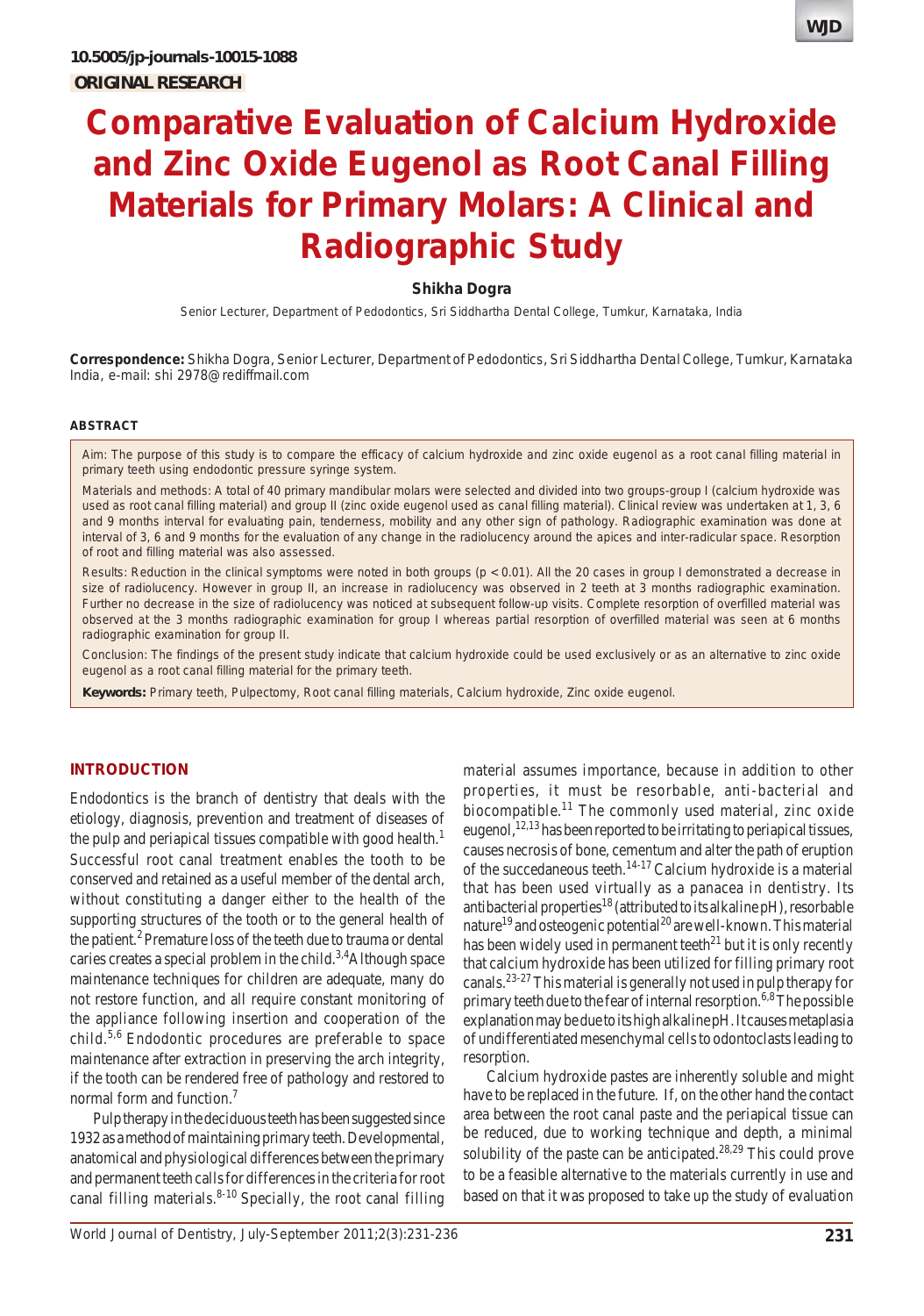10.5005/jp-journals-10015-1088

ORIGINAL RESEARCH

# Comparative Evaluation of Calcium Hydroxide and Zinc Oxide Eugenol as Root Canal Filling Materials for Primary Molars: A Clinical and Radiographic Study

**Shikha Dogra**

Senior Lecturer, Department of Pedodontics, Sri Siddhartha Dental College, Tumkur, Karnataka, India

**Correspondence:** Shikha Dogra, Senior Lecturer, Department of Pedodontics, Sri Siddhartha Dental College, Tumkur, Karnataka India, e-mail: shi 2978@rediffmail.com

### ABSTRACT

Aim: The purpose of this study is to compare the efficacy of calcium hydroxide and zinc oxide eugenol as a root canal filling material in primary teeth using endodontic pressure syringe system.

Materials and methods: A total of 40 primary mandibular molars were selected and divided into two groups-group I (calcium hydroxide was used as root canal filling material) and group II (zinc oxide eugenol used as canal filling material). Clinical review was undertaken at 1, 3, 6 and 9 months interval for evaluating pain, tenderness, mobility and any other sign of pathology. Radiographic examination was done at interval of 3, 6 and 9 months for the evaluation of any change in the radiolucency around the apices and inter-radicular space. Resorption of root and filling material was also assessed.

Results: Reduction in the clinical symptoms were noted in both groups ($p < 0.01$). All the 20 cases in group I demonstrated a decrease in size of radiolucency. However in group II, an increase in radiolucency was observed in 2 teeth at 3 months radiographic examination. Further no decrease in the size of radiolucency was noticed at subsequent follow-up visits. Complete resorption of overfilled material was observed at the 3 months radiographic examination for group I whereas partial resorption of overfilled material was seen at 6 months radiographic examination for group II.

Conclusion: The findings of the present study indicate that calcium hydroxide could be used exclusively or as an alternative to zinc oxide eugenol as a root canal filling material for the primary teeth.

**Keywords:** Primary teeth, Pulpectomy, Root canal filling materials, Calcium hydroxide, Zinc oxide eugenol.

## INTRODUCTION

Endodontics is the branch of dentistry that deals with the etiology, diagnosis, prevention and treatment of diseases of the pulp and periapical tissues compatible with good health.[1] Successful root canal treatment enables the tooth to be conserved and retained as a useful member of the dental arch, without constituting a danger either to the health of the supporting structures of the tooth or to the general health of the patient.[2] Premature loss of the teeth due to trauma or dental caries creates a special problem in the child.[3,4] Although space maintenance techniques for children are adequate, many do not restore function, and all require constant monitoring of the appliance following insertion and cooperation of the child.[5,6] Endodontic procedures are preferable to space maintenance after extraction in preserving the arch integrity, if the tooth can be rendered free of pathology and restored to normal form and function.[7]

Pulp therapy in the deciduous teeth has been suggested since 1932 as a method of maintaining primary teeth. Developmental, anatomical and physiological differences between the primary and permanent teeth calls for differences in the criteria for root canal filling materials.[8-10] Specially, the root canal filling material assumes importance, because in addition to other properties, it must be resorbable, anti-bacterial and biocompatible.[11] The commonly used material, zinc oxide eugenol,[12,13] has been reported to be irritating to periapical tissues, causes necrosis of bone, cementum and alter the path of eruption of the succedaneous teeth.[14-17] Calcium hydroxide is a material that has been used virtually as a panacea in dentistry. Its antibacterial properties[18] (attributed to its alkaline pH), resorbable nature[19] and osteogenic potential[20] are well-known. This material has been widely used in permanent teeth[21] but it is only recently that calcium hydroxide has been utilized for filling primary root canals.[23-27] This material is generally not used in pulp therapy for primary teeth due to the fear of internal resorption.[6,8] The possible explanation may be due to its high alkaline pH. It causes metaplasia of undifferentiated mesenchymal cells to odontoclasts leading to resorption.

Calcium hydroxide pastes are inherently soluble and might have to be replaced in the future. If, on the other hand the contact area between the root canal paste and the periapical tissue can be reduced, due to working technique and depth, a minimal solubility of the paste can be anticipated.[28,29] This could prove to be a feasible alternative to the materials currently in use and based on that it was proposed to take up the study of evaluation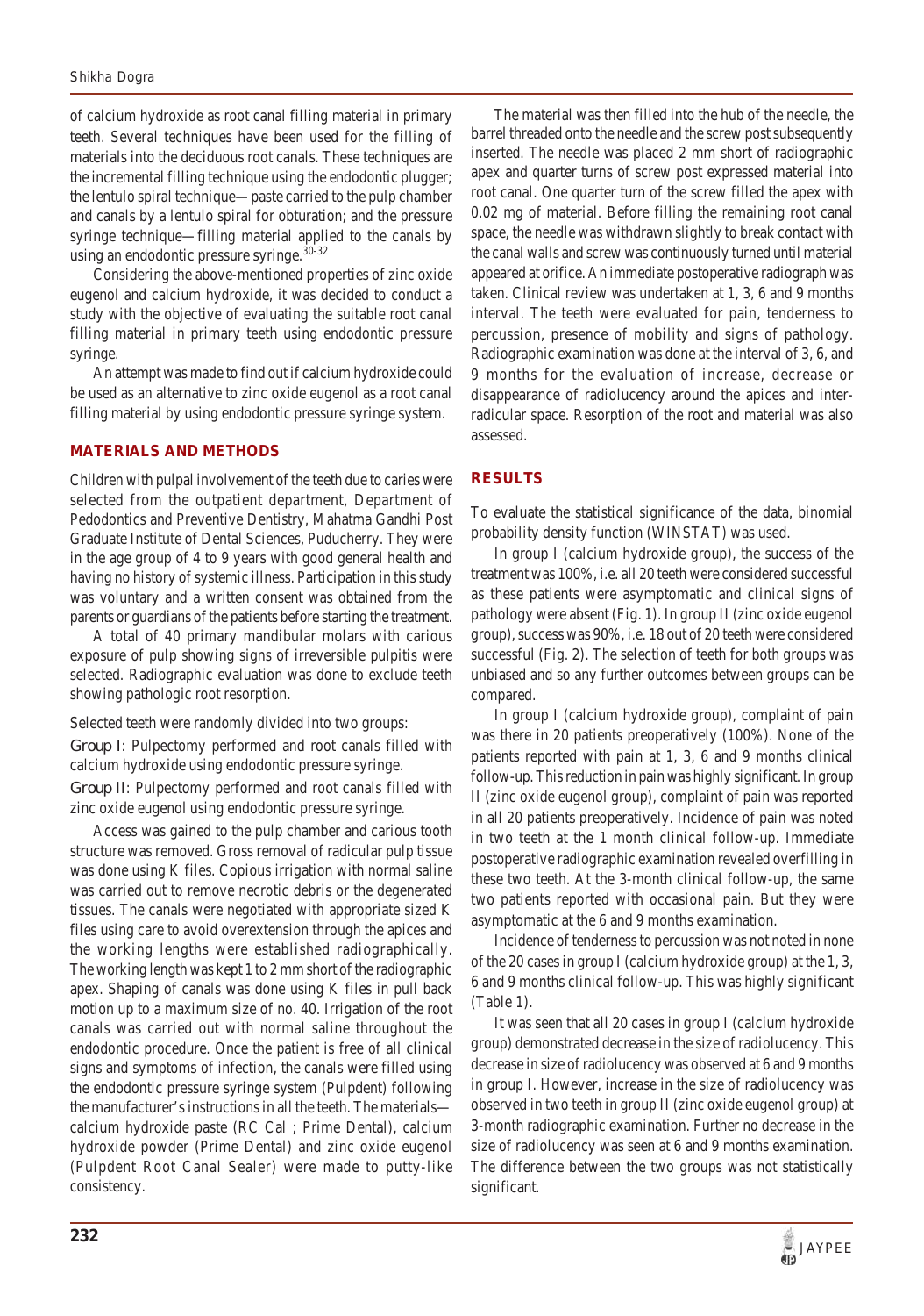of calcium hydroxide as root canal filling material in primary teeth. Several techniques have been used for the filling of materials into the deciduous root canals. These techniques are the incremental filling technique using the endodontic plugger; the lentulo spiral technique—paste carried to the pulp chamber and canals by a lentulo spiral for obturation; and the pressure syringe technique—filling material applied to the canals by using an endodontic pressure syringe.[30-32]

Considering the above-mentioned properties of zinc oxide eugenol and calcium hydroxide, it was decided to conduct a study with the objective of evaluating the suitable root canal filling material in primary teeth using endodontic pressure syringe.

An attempt was made to find out if calcium hydroxide could be used as an alternative to zinc oxide eugenol as a root canal filling material by using endodontic pressure syringe system.

## MATERIALS AND METHODS

Children with pulpal involvement of the teeth due to caries were selected from the outpatient department, Department of Pedodontics and Preventive Dentistry, Mahatma Gandhi Post Graduate Institute of Dental Sciences, Puducherry. They were in the age group of 4 to 9 years with good general health and having no history of systemic illness. Participation in this study was voluntary and a written consent was obtained from the parents or guardians of the patients before starting the treatment.

A total of 40 primary mandibular molars with carious exposure of pulp showing signs of irreversible pulpitis were selected. Radiographic evaluation was done to exclude teeth showing pathologic root resorption.

Selected teeth were randomly divided into two groups:

*Group I*: Pulpectomy performed and root canals filled with calcium hydroxide using endodontic pressure syringe.

*Group II*: Pulpectomy performed and root canals filled with zinc oxide eugenol using endodontic pressure syringe.

Access was gained to the pulp chamber and carious tooth structure was removed. Gross removal of radicular pulp tissue was done using K files. Copious irrigation with normal saline was carried out to remove necrotic debris or the degenerated tissues. The canals were negotiated with appropriate sized K files using care to avoid overextension through the apices and the working lengths were established radiographically. The working length was kept 1 to 2 mm short of the radiographic apex. Shaping of canals was done using K files in pull back motion up to a maximum size of no. 40. Irrigation of the root canals was carried out with normal saline throughout the endodontic procedure. Once the patient is free of all clinical signs and symptoms of infection, the canals were filled using the endodontic pressure syringe system (Pulpdent) following the manufacturer's instructions in all the teeth. The materials—calcium hydroxide paste (RC Cal ; Prime Dental), calcium hydroxide powder (Prime Dental) and zinc oxide eugenol (Pulpdent Root Canal Sealer) were made to putty-like consistency.

The material was then filled into the hub of the needle, the barrel threaded onto the needle and the screw post subsequently inserted. The needle was placed 2 mm short of radiographic apex and quarter turns of screw post expressed material into root canal. One quarter turn of the screw filled the apex with 0.02 mg of material. Before filling the remaining root canal space, the needle was withdrawn slightly to break contact with the canal walls and screw was continuously turned until material appeared at orifice. An immediate postoperative radiograph was taken. Clinical review was undertaken at 1, 3, 6 and 9 months interval. The teeth were evaluated for pain, tenderness to percussion, presence of mobility and signs of pathology. Radiographic examination was done at the interval of 3, 6, and 9 months for the evaluation of increase, decrease or disappearance of radiolucency around the apices and inter-radicular space. Resorption of the root and material was also assessed.

## RESULTS

To evaluate the statistical significance of the data, binomial probability density function (WINSTAT) was used.

In group I (calcium hydroxide group), the success of the treatment was 100%, i.e. all 20 teeth were considered successful as these patients were asymptomatic and clinical signs of pathology were absent (Fig. 1). In group II (zinc oxide eugenol group), success was 90%, i.e. 18 out of 20 teeth were considered successful (Fig. 2). The selection of teeth for both groups was unbiased and so any further outcomes between groups can be compared.

In group I (calcium hydroxide group), complaint of pain was there in 20 patients preoperatively (100%). None of the patients reported with pain at 1, 3, 6 and 9 months clinical follow-up. This reduction in pain was highly significant. In group II (zinc oxide eugenol group), complaint of pain was reported in all 20 patients preoperatively. Incidence of pain was noted in two teeth at the 1 month clinical follow-up. Immediate postoperative radiographic examination revealed overfilling in these two teeth. At the 3-month clinical follow-up, the same two patients reported with occasional pain. But they were asymptomatic at the 6 and 9 months examination.

Incidence of tenderness to percussion was not noted in none of the 20 cases in group I (calcium hydroxide group) at the 1, 3, 6 and 9 months clinical follow-up. This was highly significant (Table 1).

It was seen that all 20 cases in group I (calcium hydroxide group) demonstrated decrease in the size of radiolucency. This decrease in size of radiolucency was observed at 6 and 9 months in group I. However, increase in the size of radiolucency was observed in two teeth in group II (zinc oxide eugenol group) at 3-month radiographic examination. Further no decrease in the size of radiolucency was seen at 6 and 9 months examination. The difference between the two groups was not statistically significant.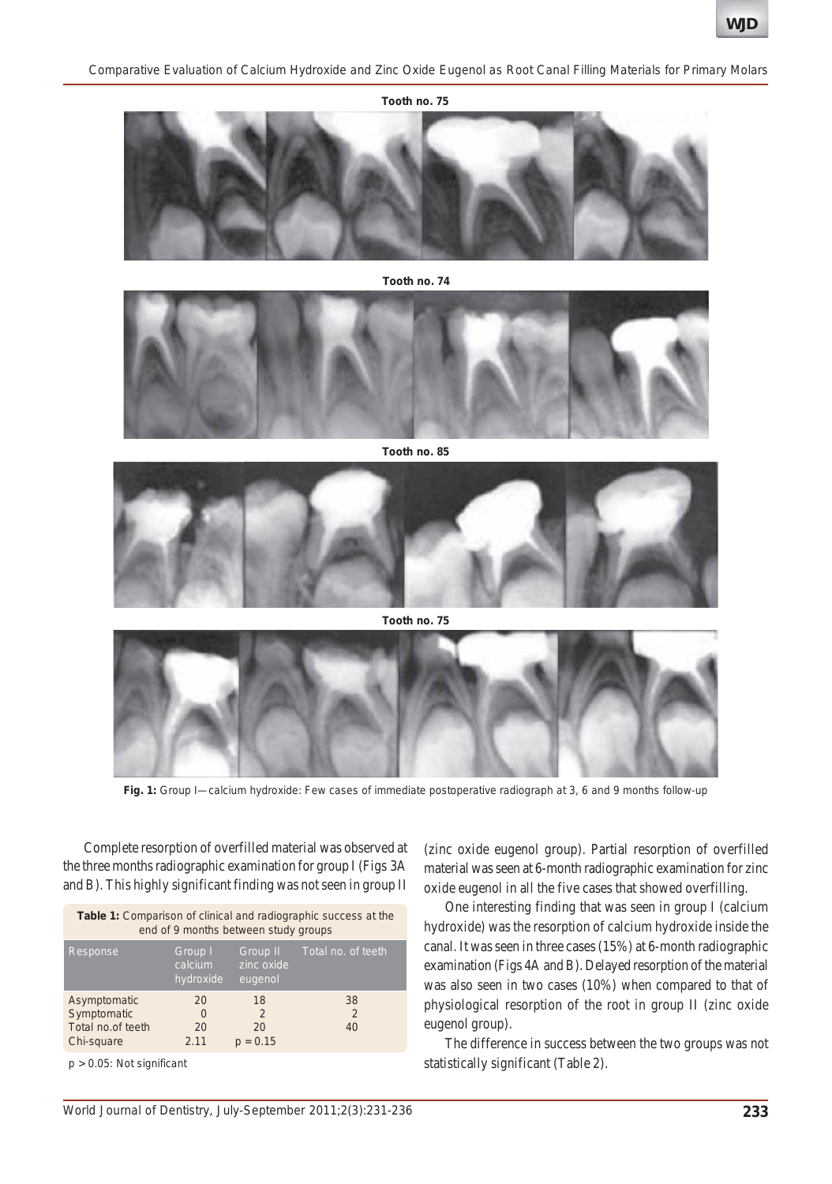**Tooth no. 75**

**Tooth no. 74**

**Tooth no. 85**

**Tooth no. 75**

**Fig. 1:** Group I—calcium hydroxide: Few cases of immediate postoperative radiograph at 3, 6 and 9 months follow-up

Complete resorption of overfilled material was observed at the three months radiographic examination for group I (Figs 3A and B). This highly significant finding was not seen in group II (zinc oxide eugenol group). Partial resorption of overfilled material was seen at 6-month radiographic examination for zinc oxide eugenol in all the five cases that showed overfilling.

**Table 1:** Comparison of clinical and radiographic success at the end of 9 months between study groups

| Response | Group I calcium hydroxide | Group II zinc oxide eugenol | Total no. of teeth |
|---|---|---|---|
| Asymptomatic | 20 | 18 | 38 |
| Symptomatic | 0 | 2 | 2 |
| Total no.of teeth | 20 | 20 | 40 |
| Chi-square | 2.11 | $p = 0.15$ | |

$p > 0.05$: Not significant

One interesting finding that was seen in group I (calcium hydroxide) was the resorption of calcium hydroxide inside the canal. It was seen in three cases (15%) at 6-month radiographic examination (Figs 4A and B). Delayed resorption of the material was also seen in two cases (10%) when compared to that of physiological resorption of the root in group II (zinc oxide eugenol group).

The difference in success between the two groups was not statistically significant (Table 2).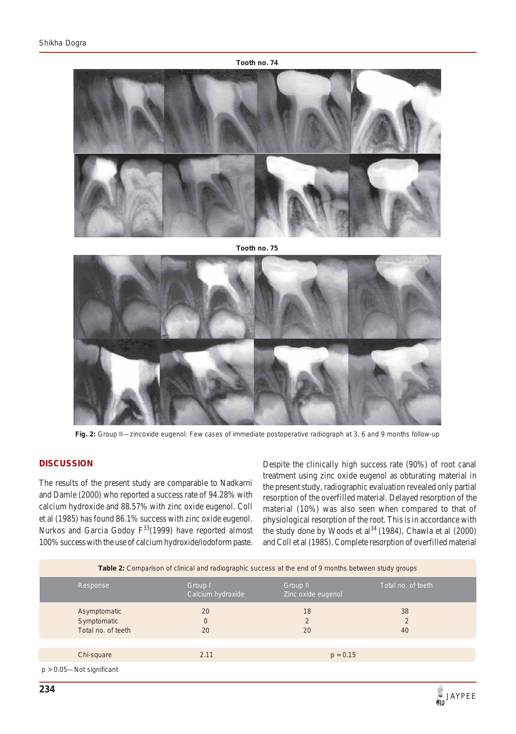Tooth no. 74

Tooth no. 75

**Fig. 2:** Group II—zincoxide eugenol: Few cases of immediate postoperative radiograph at 3, 6 and 9 months follow-up

## DISCUSSION

The results of the present study are comparable to Nadkarni and Damle (2000) who reported a success rate of 94.28% with calcium hydroxide and 88.57% with zinc oxide eugenol. Coll et al (1985) has found 86.1% success with zinc oxide eugenol. Nurkos and Garcia Godoy F[33](1999) have reported almost 100% success with the use of calcium hydroxide/iodoform paste.

Despite the clinically high success rate (90%) of root canal treatment using zinc oxide eugenol as obturating material in the present study, radiographic evaluation revealed only partial resorption of the overfilled material. Delayed resorption of the material (10%) was also seen when compared to that of physiological resorption of the root. This is in accordance with the study done by Woods et al[34] (1984), Chawla et al (2000) and Coll et al (1985). Complete resorption of overfilled material

**Table 2:** Comparison of clinical and radiographic success at the end of 9 months between study groups

| Response | Group I Calcium hydroxide | Group II Zinc oxide eugenol | Total no. of teeth |
|---|---|---|---|
| Asymptomatic | 20 | 18 | 38 |
| Symptomatic | 0 | 2 | 2 |
| Total no. of teeth | 20 | 20 | 40 |
| Chi-square | 2.11 | $p = 0.15$ | |

$p > 0.05$—Not significant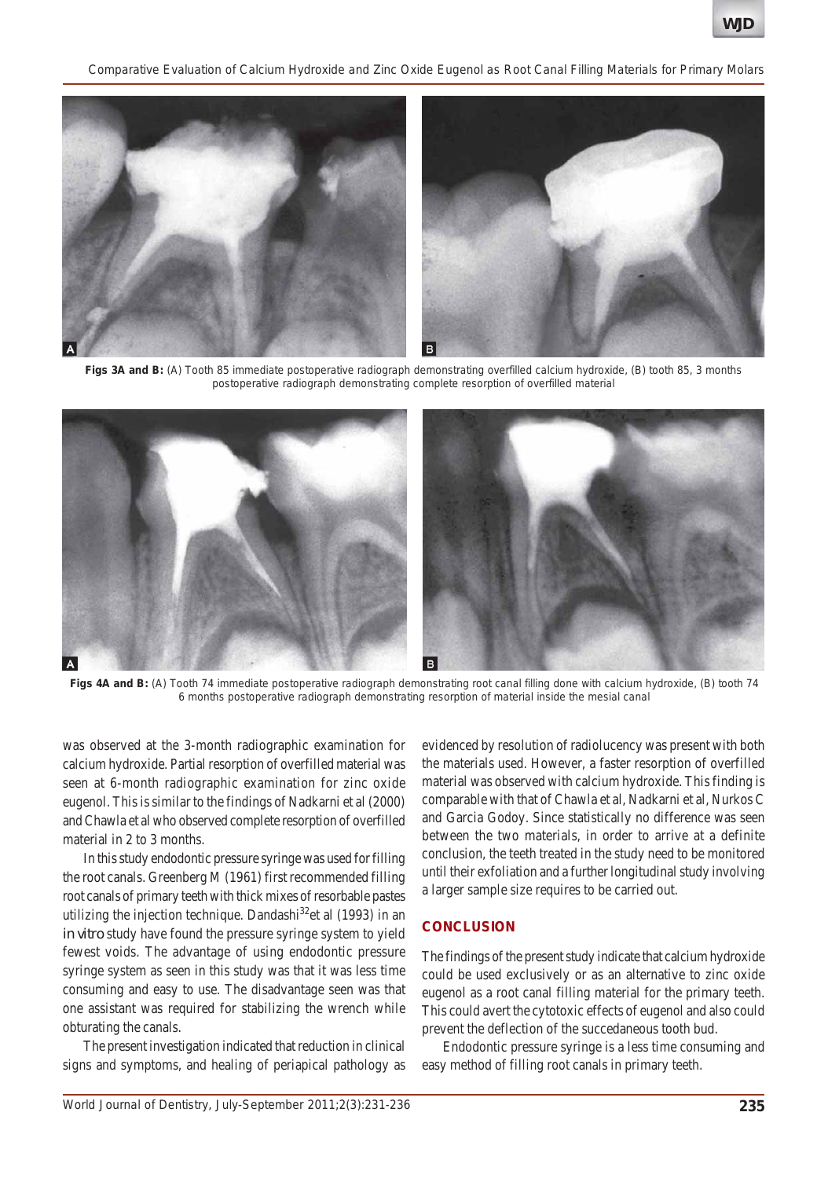**Figs 3A and B:** (A) Tooth 85 immediate postoperative radiograph demonstrating overfilled calcium hydroxide, (B) tooth 85, 3 months postoperative radiograph demonstrating complete resorption of overfilled material

**Figs 4A and B:** (A) Tooth 74 immediate postoperative radiograph demonstrating root canal filling done with calcium hydroxide, (B) tooth 74 6 months postoperative radiograph demonstrating resorption of material inside the mesial canal

was observed at the 3-month radiographic examination for calcium hydroxide. Partial resorption of overfilled material was seen at 6-month radiographic examination for zinc oxide eugenol. This is similar to the findings of Nadkarni et al (2000) and Chawla et al who observed complete resorption of overfilled material in 2 to 3 months.

In this study endodontic pressure syringe was used for filling the root canals. Greenberg M (1961) first recommended filling root canals of primary teeth with thick mixes of resorbable pastes utilizing the injection technique. Dandashi[32]et al (1993) in an *in vitro* study have found the pressure syringe system to yield fewest voids. The advantage of using endodontic pressure syringe system as seen in this study was that it was less time consuming and easy to use. The disadvantage seen was that one assistant was required for stabilizing the wrench while obturating the canals.

The present investigation indicated that reduction in clinical signs and symptoms, and healing of periapical pathology as evidenced by resolution of radiolucency was present with both the materials used. However, a faster resorption of overfilled material was observed with calcium hydroxide. This finding is comparable with that of Chawla et al, Nadkarni et al, Nurkos C and Garcia Godoy. Since statistically no difference was seen between the two materials, in order to arrive at a definite conclusion, the teeth treated in the study need to be monitored until their exfoliation and a further longitudinal study involving a larger sample size requires to be carried out.

## CONCLUSION

The findings of the present study indicate that calcium hydroxide could be used exclusively or as an alternative to zinc oxide eugenol as a root canal filling material for the primary teeth. This could avert the cytotoxic effects of eugenol and also could prevent the deflection of the succedaneous tooth bud.

Endodontic pressure syringe is a less time consuming and easy method of filling root canals in primary teeth.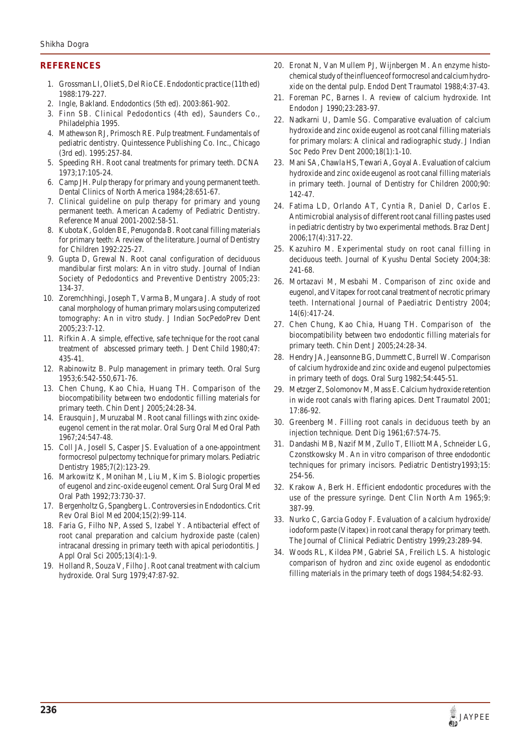## REFERENCES

1. Grossman LI, Oliet S, Del Rio CE. Endodontic practice (11th ed) 1988:179-227.
2. Ingle, Bakland. Endodontics (5th ed). 2003:861-902.
3. Finn SB. Clinical Pedodontics (4th ed), Saunders Co., Philadelphia 1995.
4. Mathewson RJ, Primosch RE. Pulp treatment. Fundamentals of pediatric dentistry. Quintessence Publishing Co. Inc., Chicago (3rd ed). 1995:257-84.
5. Speeding RH. Root canal treatments for primary teeth. DCNA 1973;17:105-24.
6. Camp JH. Pulp therapy for primary and young permanent teeth. Dental Clinics of North America 1984;28:651-67.
7. Clinical guideline on pulp therapy for primary and young permanent teeth. American Academy of Pediatric Dentistry. Reference Manual 2001-2002:58-51.
8. Kubota K, Golden BE, Penugonda B. Root canal filling materials for primary teeth: A review of the literature. Journal of Dentistry for Children 1992:225-27.
9. Gupta D, Grewal N. Root canal configuration of deciduous mandibular first molars: An in vitro study. Journal of Indian Society of Pedodontics and Preventive Dentistry 2005;23: 134-37.
10. Zoremchhingi, Joseph T, Varma B, Mungara J. A study of root canal morphology of human primary molars using computerized tomography: An in vitro study. J Indian SocPedoPrev Dent 2005;23:7-12.
11. Rifkin A. A simple, effective, safe technique for the root canal treatment of abscessed primary teeth. J Dent Child 1980;47: 435-41.
12. Rabinowitz B. Pulp management in primary teeth. Oral Surg 1953;6:542-550,671-76.
13. Chen Chung, Kao Chia, Huang TH. Comparison of the biocompatibility between two endodontic filling materials for primary teeth. Chin Dent J 2005;24:28-34.
14. Erausquin J, Muruzabal M. Root canal fillings with zinc oxide-eugenol cement in the rat molar. Oral Surg Oral Med Oral Path 1967;24:547-48.
15. Coll JA, Josell S, Casper JS. Evaluation of a one-appointment formocresol pulpectomy technique for primary molars. Pediatric Dentistry 1985;7(2):123-29.
16. Markowitz K, Monihan M, Liu M, Kim S. Biologic properties of eugenol and zinc-oxide eugenol cement. Oral Surg Oral Med Oral Path 1992;73:730-37.
17. Bergenholtz G, Spangberg L. Controversies in Endodontics. Crit Rev Oral Biol Med 2004;15(2):99-114.
18. Faria G, Filho NP, Assed S, Izabel Y. Antibacterial effect of root canal preparation and calcium hydroxide paste (calen) intracanal dressing in primary teeth with apical periodontitis. J Appl Oral Sci 2005;13(4):1-9.
19. Holland R, Souza V, Filho J. Root canal treatment with calcium hydroxide. Oral Surg 1979;47:87-92.
20. Eronat N, Van Mullem PJ, Wijnbergen M. An enzyme histochemical study of the influence of formocresol and calcium hydroxide on the dental pulp. Endod Dent Traumatol 1988;4:37-43.
21. Foreman PC, Barnes I. A review of calcium hydroxide. Int Endodon J 1990;23:283-97.
22. Nadkarni U, Damle SG. Comparative evaluation of calcium hydroxide and zinc oxide eugenol as root canal filling materials for primary molars: A clinical and radiographic study. J Indian Soc Pedo Prev Dent 2000;18(1):1-10.
23. Mani SA, Chawla HS, Tewari A, Goyal A. Evaluation of calcium hydroxide and zinc oxide eugenol as root canal filling materials in primary teeth. Journal of Dentistry for Children 2000;90: 142-47.
24. Fatima LD, Orlando AT, Cyntia R, Daniel D, Carlos E. Antimicrobial analysis of different root canal filling pastes used in pediatric dentistry by two experimental methods. Braz Dent J 2006;17(4):317-22.
25. Kazuhiro M. Experimental study on root canal filling in deciduous teeth. Journal of Kyushu Dental Society 2004;38: 241-68.
26. Mortazavi M, Mesbahi M. Comparison of zinc oxide and eugenol, and Vitapex for root canal treatment of necrotic primary teeth. International Journal of Paediatric Dentistry 2004; 14(6):417-24.
27. Chen Chung, Kao Chia, Huang TH. Comparison of the biocompatibility between two endodontic filling materials for primary teeth. Chin Dent J 2005;24:28-34.
28. Hendry JA, Jeansonne BG, Dummett C, Burrell W. Comparison of calcium hydroxide and zinc oxide and eugenol pulpectomies in primary teeth of dogs. Oral Surg 1982;54:445-51.
29. Metzger Z, Solomonov M, Mass E. Calcium hydroxide retention in wide root canals with flaring apices. Dent Traumatol 2001; 17:86-92.
30. Greenberg M. Filling root canals in deciduous teeth by an injection technique. Dent Dig 1961;67:574-75.
31. Dandashi MB, Nazif MM, Zullo T, Elliott MA, Schneider LG, Czonstkowsky M. An in vitro comparison of three endodontic techniques for primary incisors. Pediatric Dentistry1993;15: 254-56.
32. Krakow A, Berk H. Efficient endodontic procedures with the use of the pressure syringe. Dent Clin North Am 1965;9: 387-99.
33. Nurko C, Garcia Godoy F. Evaluation of a calcium hydroxide/ iodoform paste (Vitapex) in root canal therapy for primary teeth. The Journal of Clinical Pediatric Dentistry 1999;23:289-94.
34. Woods RL, Kildea PM, Gabriel SA, Freilich LS. A histologic comparison of hydron and zinc oxide eugenol as endodontic filling materials in the primary teeth of dogs 1984;54:82-93.